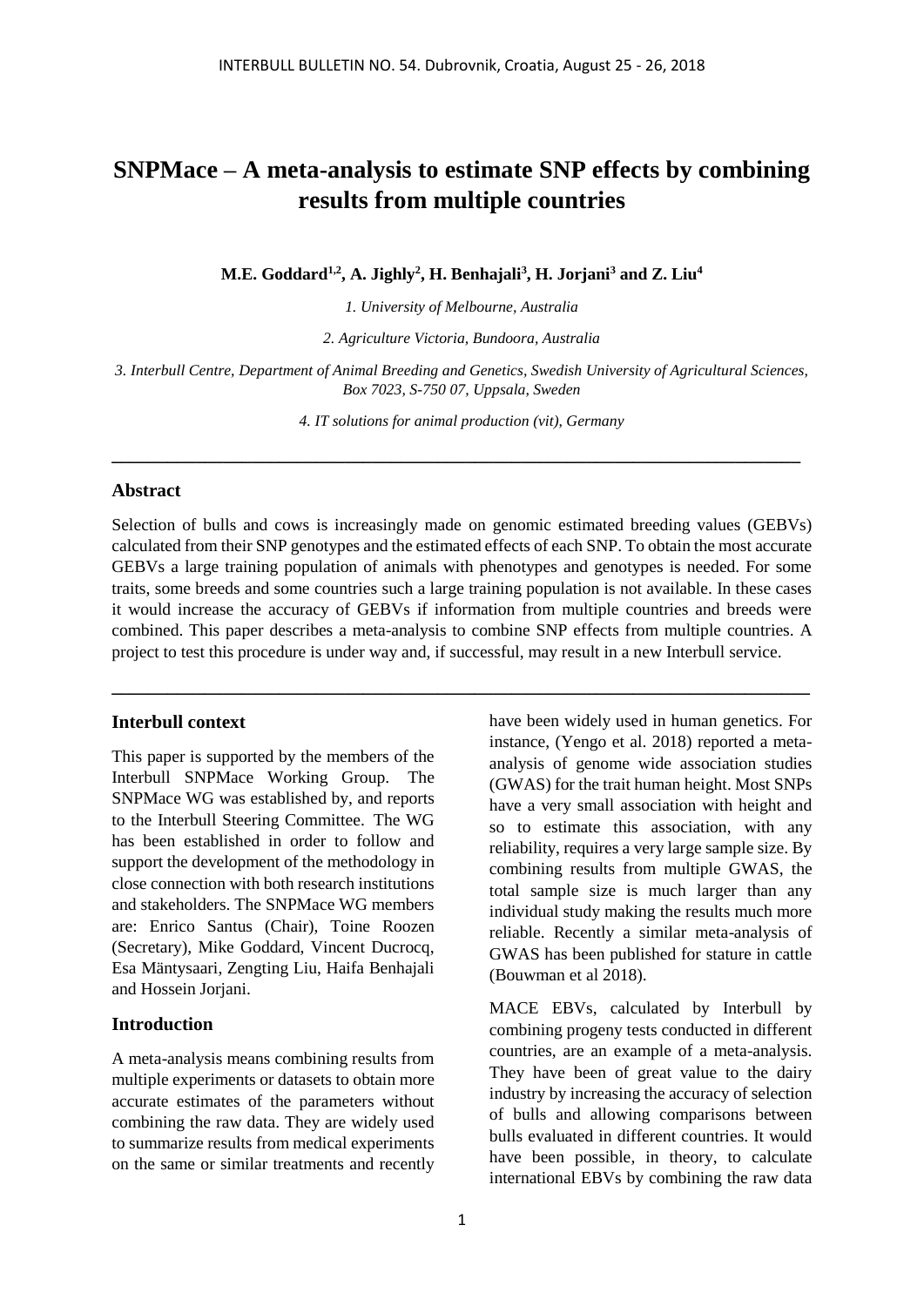# SNPMace – A meta-analysis to estimate SNP effects by combining results from multiple countries

**M.E. Goddard[1,2], A. Jighly[2], H. Benhajali[3], H. Jorjani[3] and Z. Liu[4]**

*1. University of Melbourne, Australia*

*2. Agriculture Victoria, Bundoora, Australia*

*3. Interbull Centre, Department of Animal Breeding and Genetics, Swedish University of Agricultural Sciences, Box 7023, S-750 07, Uppsala, Sweden*

*4. IT solutions for animal production (vit), Germany*

---

## Abstract

Selection of bulls and cows is increasingly made on genomic estimated breeding values (GEBVs) calculated from their SNP genotypes and the estimated effects of each SNP. To obtain the most accurate GEBVs a large training population of animals with phenotypes and genotypes is needed. For some traits, some breeds and some countries such a large training population is not available. In these cases it would increase the accuracy of GEBVs if information from multiple countries and breeds were combined. This paper describes a meta-analysis to combine SNP effects from multiple countries. A project to test this procedure is under way and, if successful, may result in a new Interbull service.

---

## Interbull context

This paper is supported by the members of the Interbull SNPMace Working Group. The SNPMace WG was established by, and reports to the Interbull Steering Committee. The WG has been established in order to follow and support the development of the methodology in close connection with both research institutions and stakeholders. The SNPMace WG members are: Enrico Santus (Chair), Toine Roozen (Secretary), Mike Goddard, Vincent Ducrocq, Esa Mäntysaari, Zengting Liu, Haifa Benhajali and Hossein Jorjani.

## Introduction

A meta-analysis means combining results from multiple experiments or datasets to obtain more accurate estimates of the parameters without combining the raw data. They are widely used to summarize results from medical experiments on the same or similar treatments and recently have been widely used in human genetics. For instance, (Yengo et al. 2018) reported a meta-analysis of genome wide association studies (GWAS) for the trait human height. Most SNPs have a very small association with height and so to estimate this association, with any reliability, requires a very large sample size. By combining results from multiple GWAS, the total sample size is much larger than any individual study making the results much more reliable. Recently a similar meta-analysis of GWAS has been published for stature in cattle (Bouwman et al 2018).

MACE EBVs, calculated by Interbull by combining progeny tests conducted in different countries, are an example of a meta-analysis. They have been of great value to the dairy industry by increasing the accuracy of selection of bulls and allowing comparisons between bulls evaluated in different countries. It would have been possible, in theory, to calculate international EBVs by combining the raw data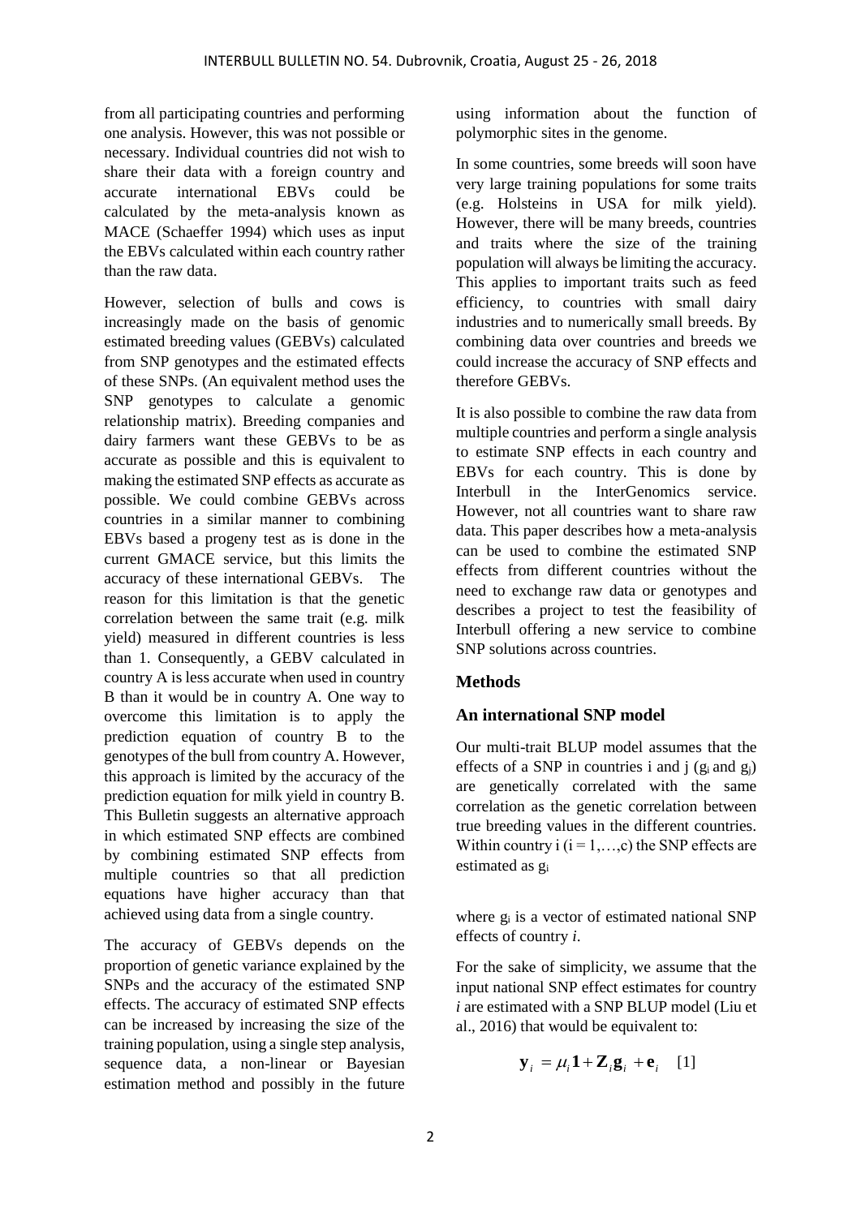from all participating countries and performing one analysis. However, this was not possible or necessary. Individual countries did not wish to share their data with a foreign country and accurate international EBVs could be calculated by the meta-analysis known as MACE (Schaeffer 1994) which uses as input the EBVs calculated within each country rather than the raw data.

However, selection of bulls and cows is increasingly made on the basis of genomic estimated breeding values (GEBVs) calculated from SNP genotypes and the estimated effects of these SNPs. (An equivalent method uses the SNP genotypes to calculate a genomic relationship matrix). Breeding companies and dairy farmers want these GEBVs to be as accurate as possible and this is equivalent to making the estimated SNP effects as accurate as possible. We could combine GEBVs across countries in a similar manner to combining EBVs based a progeny test as is done in the current GMACE service, but this limits the accuracy of these international GEBVs. The reason for this limitation is that the genetic correlation between the same trait (e.g. milk yield) measured in different countries is less than 1. Consequently, a GEBV calculated in country A is less accurate when used in country B than it would be in country A. One way to overcome this limitation is to apply the prediction equation of country B to the genotypes of the bull from country A. However, this approach is limited by the accuracy of the prediction equation for milk yield in country B. This Bulletin suggests an alternative approach in which estimated SNP effects are combined by combining estimated SNP effects from multiple countries so that all prediction equations have higher accuracy than that achieved using data from a single country.

The accuracy of GEBVs depends on the proportion of genetic variance explained by the SNPs and the accuracy of the estimated SNP effects. The accuracy of estimated SNP effects can be increased by increasing the size of the training population, using a single step analysis, sequence data, a non-linear or Bayesian estimation method and possibly in the future using information about the function of polymorphic sites in the genome.

In some countries, some breeds will soon have very large training populations for some traits (e.g. Holsteins in USA for milk yield). However, there will be many breeds, countries and traits where the size of the training population will always be limiting the accuracy. This applies to important traits such as feed efficiency, to countries with small dairy industries and to numerically small breeds. By combining data over countries and breeds we could increase the accuracy of SNP effects and therefore GEBVs.

It is also possible to combine the raw data from multiple countries and perform a single analysis to estimate SNP effects in each country and EBVs for each country. This is done by Interbull in the InterGenomics service. However, not all countries want to share raw data. This paper describes how a meta-analysis can be used to combine the estimated SNP effects from different countries without the need to exchange raw data or genotypes and describes a project to test the feasibility of Interbull offering a new service to combine SNP solutions across countries.

## Methods

### An international SNP model

Our multi-trait BLUP model assumes that the effects of a SNP in countries i and j ($g_i$ and $g_j$) are genetically correlated with the same correlation as the genetic correlation between true breeding values in the different countries. Within country i ($i = 1,\ldots,c$) the SNP effects are estimated as $g_i$

where $g_i$ is a vector of estimated national SNP effects of country *i*.

For the sake of simplicity, we assume that the input national SNP effect estimates for country *i* are estimated with a SNP BLUP model (Liu et al., 2016) that would be equivalent to:

$$\mathbf{y}_i = \mu_i \mathbf{1} + \mathbf{Z}_i \mathbf{g}_i + \mathbf{e}_i \quad [1]$$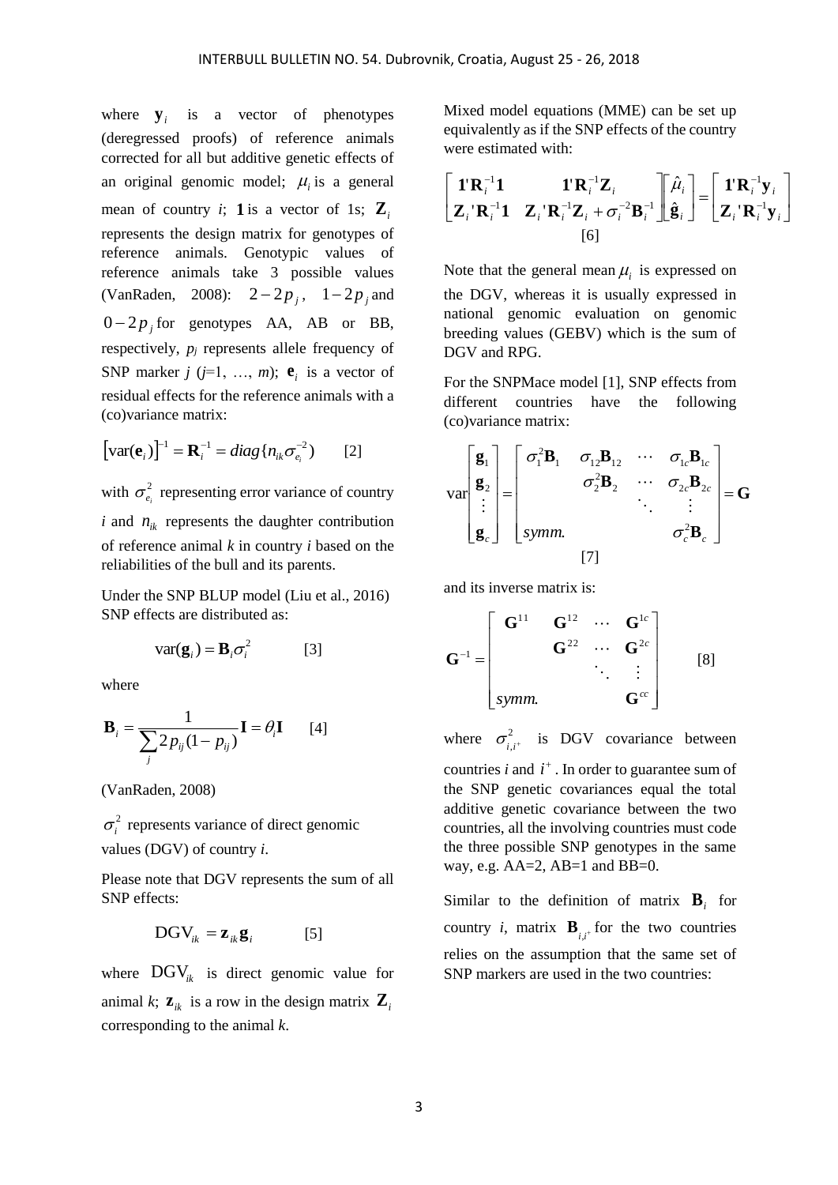where $\mathbf{y}_i$ is a vector of phenotypes (deregressed proofs) of reference animals corrected for all but additive genetic effects of an original genomic model; $\mu_i$ is a general mean of country *i*; $\mathbf{1}$ is a vector of 1s; $\mathbf{Z}_i$ represents the design matrix for genotypes of reference animals. Genotypic values of reference animals take 3 possible values (VanRaden, 2008): $2-2p_j$, $1-2p_j$ and $0-2p_j$ for genotypes AA, AB or BB, respectively, $p_j$ represents allele frequency of SNP marker *j* (*j*=1, …, *m*); $\mathbf{e}_i$ is a vector of residual effects for the reference animals with a (co)variance matrix:

$$\left[\text{var}(\mathbf{e}_i)\right]^{-1} = \mathbf{R}_i^{-1} = diag\{n_{ik}\sigma_{e_i}^{-2}) \qquad [2]$$

with $\sigma_{e_i}^2$ representing error variance of country *i* and $n_{ik}$ represents the daughter contribution of reference animal *k* in country *i* based on the reliabilities of the bull and its parents.

Under the SNP BLUP model (Liu et al., 2016) SNP effects are distributed as:

$$\text{var}(\mathbf{g}_i) = \mathbf{B}_i\sigma_i^2 \qquad [3]$$

where

$$\mathbf{B}_i = \frac{1}{\sum_j 2p_{ij}(1-p_{ij})}\mathbf{I} = \theta_i\mathbf{I} \qquad [4]$$

(VanRaden, 2008)

$\sigma_i^2$ represents variance of direct genomic values (DGV) of country *i*.

Please note that DGV represents the sum of all SNP effects:

$$\text{DGV}_{ik} = \mathbf{z}_{ik}\mathbf{g}_i \qquad [5]$$

where $\text{DGV}_{ik}$ is direct genomic value for animal *k*; $\mathbf{z}_{ik}$ is a row in the design matrix $\mathbf{Z}_i$ corresponding to the animal *k*.

Mixed model equations (MME) can be set up equivalently as if the SNP effects of the country were estimated with:

$$\begin{bmatrix} \mathbf{1}'\mathbf{R}_i^{-1}\mathbf{1} & \mathbf{1}'\mathbf{R}_i^{-1}\mathbf{Z}_i \\ \mathbf{Z}_i'\mathbf{R}_i^{-1}\mathbf{1} & \mathbf{Z}_i'\mathbf{R}_i^{-1}\mathbf{Z}_i + \sigma_i^{-2}\mathbf{B}_i^{-1} \end{bmatrix} \begin{bmatrix} \hat{\mu}_i \\ \hat{\mathbf{g}}_i \end{bmatrix} = \begin{bmatrix} \mathbf{1}'\mathbf{R}_i^{-1}\mathbf{y}_i \\ \mathbf{Z}_i'\mathbf{R}_i^{-1}\mathbf{y}_i \end{bmatrix} \qquad [6]$$

Note that the general mean $\mu_i$ is expressed on the DGV, whereas it is usually expressed in national genomic evaluation on genomic breeding values (GEBV) which is the sum of DGV and RPG.

For the SNPMace model [1], SNP effects from different countries have the following (co)variance matrix:

$$\text{var}\begin{bmatrix} \mathbf{g}_1 \\ \mathbf{g}_2 \\ \vdots \\ \mathbf{g}_c \end{bmatrix} = \begin{bmatrix} \sigma_1^2\mathbf{B}_1 & \sigma_{12}\mathbf{B}_{12} & \cdots & \sigma_{1c}\mathbf{B}_{1c} \\ & \sigma_2^2\mathbf{B}_2 & \cdots & \sigma_{2c}\mathbf{B}_{2c} \\ & & \ddots & \vdots \\ symm. & & & \sigma_c^2\mathbf{B}_c \end{bmatrix} = \mathbf{G} \qquad [7]$$

and its inverse matrix is:

$$\mathbf{G}^{-1} = \begin{bmatrix} \mathbf{G}^{11} & \mathbf{G}^{12} & \cdots & \mathbf{G}^{1c} \\ & \mathbf{G}^{22} & \cdots & \mathbf{G}^{2c} \\ & & \ddots & \vdots \\ symm. & & & \mathbf{G}^{cc} \end{bmatrix} \qquad [8]$$

where $\sigma_{i,i^+}^2$ is DGV covariance between countries *i* and $i^+$. In order to guarantee sum of the SNP genetic covariances equal the total additive genetic covariance between the two countries, all the involving countries must code the three possible SNP genotypes in the same way, e.g. AA=2, AB=1 and BB=0.

Similar to the definition of matrix $\mathbf{B}_i$ for country *i*, matrix $\mathbf{B}_{i,i^+}$ for the two countries relies on the assumption that the same set of SNP markers are used in the two countries: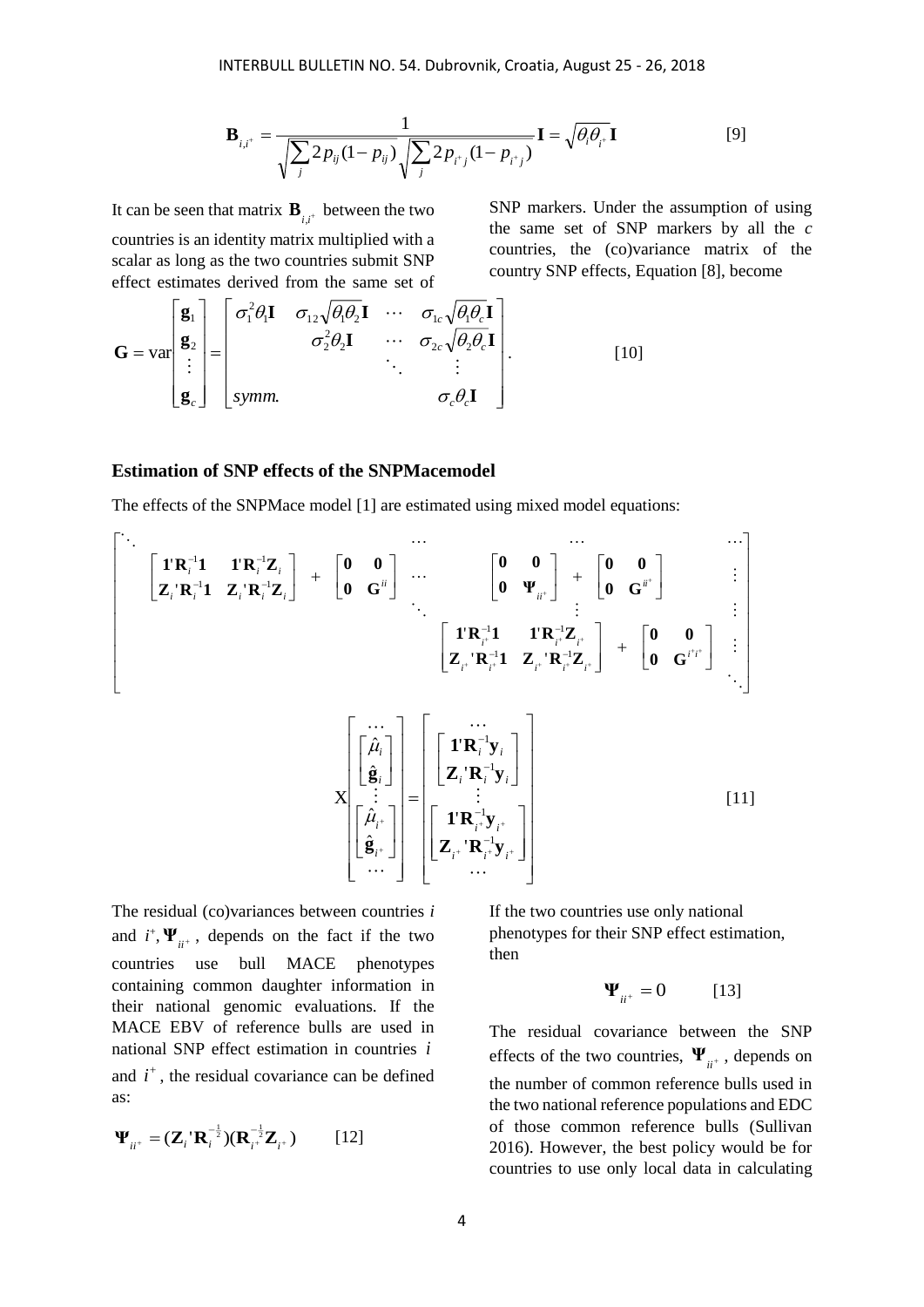$$\mathbf{B}_{i,i^+} = \frac{1}{\sqrt{\sum_j 2p_{ij}(1-p_{ij})}\sqrt{\sum_j 2p_{i^+j}(1-p_{i^+j})}}\mathbf{I} = \sqrt{\theta_i\theta_{i^+}}\mathbf{I} \qquad [9]$$

It can be seen that matrix $\mathbf{B}_{i,i^+}$ between the two countries is an identity matrix multiplied with a scalar as long as the two countries submit SNP effect estimates derived from the same set of SNP markers. Under the assumption of using the same set of SNP markers by all the $c$ countries, the (co)variance matrix of the country SNP effects, Equation [8], become

$$\mathbf{G} = \mathrm{var}\begin{bmatrix}\mathbf{g}_1\\ \mathbf{g}_2\\ \vdots\\ \mathbf{g}_c\end{bmatrix} = \begin{bmatrix}\sigma_1^2\theta_1\mathbf{I} & \sigma_{12}\sqrt{\theta_1\theta_2}\mathbf{I} & \cdots & \sigma_{1c}\sqrt{\theta_1\theta_c}\mathbf{I}\\ & \sigma_2^2\theta_2\mathbf{I} & \cdots & \sigma_{2c}\sqrt{\theta_2\theta_c}\mathbf{I}\\ & & \ddots & \vdots\\ symm. & & & \sigma_c\theta_c\mathbf{I}\end{bmatrix}. \qquad [10]$$

### Estimation of SNP effects of the SNPMacemodel

The effects of the SNPMace model [1] are estimated using mixed model equations:

$$\begin{bmatrix}\ddots & & \cdots & & \cdots & \cdots\\ & \begin{bmatrix}\mathbf{1}'\mathbf{R}_i^{-1}\mathbf{1} & \mathbf{1}'\mathbf{R}_i^{-1}\mathbf{Z}_i\\ \mathbf{Z}_i'\mathbf{R}_i^{-1}\mathbf{1} & \mathbf{Z}_i'\mathbf{R}_i^{-1}\mathbf{Z}_i\end{bmatrix} + \begin{bmatrix}\mathbf{0} & \mathbf{0}\\ \mathbf{0} & \mathbf{G}^{ii}\end{bmatrix} & \cdots & \begin{bmatrix}\mathbf{0} & \mathbf{0}\\ \mathbf{0} & \mathbf{\Psi}_{ii^+}\end{bmatrix} + \begin{bmatrix}\mathbf{0} & \mathbf{0}\\ \mathbf{0} & \mathbf{G}^{ii^+}\end{bmatrix} & & \vdots\\ & & \ddots & \vdots & & \vdots\\ & & & \begin{bmatrix}\mathbf{1}'\mathbf{R}_{i^+}^{-1}\mathbf{1} & \mathbf{1}'\mathbf{R}_{i^+}^{-1}\mathbf{Z}_{i^+}\\ \mathbf{Z}_{i^+}'\mathbf{R}_{i^+}^{-1}\mathbf{1} & \mathbf{Z}_{i^+}'\mathbf{R}_{i^+}^{-1}\mathbf{Z}_{i^+}\end{bmatrix} + \begin{bmatrix}\mathbf{0} & \mathbf{0}\\ \mathbf{0} & \mathbf{G}^{i^+i^+}\end{bmatrix} & & \vdots\\ & & & & & \ddots\end{bmatrix}$$

$$\mathrm{X}\begin{bmatrix}\cdots\\ \begin{bmatrix}\hat{\mu}_i\\ \hat{\mathbf{g}}_i\end{bmatrix}\\ \vdots\\ \begin{bmatrix}\hat{\mu}_{i^+}\\ \hat{\mathbf{g}}_{i^+}\end{bmatrix}\\ \cdots\end{bmatrix} = \begin{bmatrix}\cdots\\ \begin{bmatrix}\mathbf{1}'\mathbf{R}_i^{-1}\mathbf{y}_i\\ \mathbf{Z}_i'\mathbf{R}_i^{-1}\mathbf{y}_i\end{bmatrix}\\ \vdots\\ \begin{bmatrix}\mathbf{1}'\mathbf{R}_{i^+}^{-1}\mathbf{y}_{i^+}\\ \mathbf{Z}_{i^+}'\mathbf{R}_{i^+}^{-1}\mathbf{y}_{i^+}\end{bmatrix}\\ \cdots\end{bmatrix} \qquad [11]$$

The residual (co)variances between countries $i$ and $i^+, \mathbf{\Psi}_{ii^+}$, depends on the fact if the two countries use bull MACE phenotypes containing common daughter information in their national genomic evaluations. If the MACE EBV of reference bulls are used in national SNP effect estimation in countries $i$ and $i^+$, the residual covariance can be defined as:

$$\mathbf{\Psi}_{ii^+} = (\mathbf{Z}_i'\mathbf{R}_i^{-\frac{1}{2}})(\mathbf{R}_{i^+}^{-\frac{1}{2}}\mathbf{Z}_{i^+}) \qquad [12]$$

If the two countries use only national phenotypes for their SNP effect estimation, then

$$\mathbf{\Psi}_{ii^+} = 0 \qquad [13]$$

The residual covariance between the SNP effects of the two countries, $\mathbf{\Psi}_{ii^+}$, depends on the number of common reference bulls used in the two national reference populations and EDC of those common reference bulls (Sullivan 2016). However, the best policy would be for countries to use only local data in calculating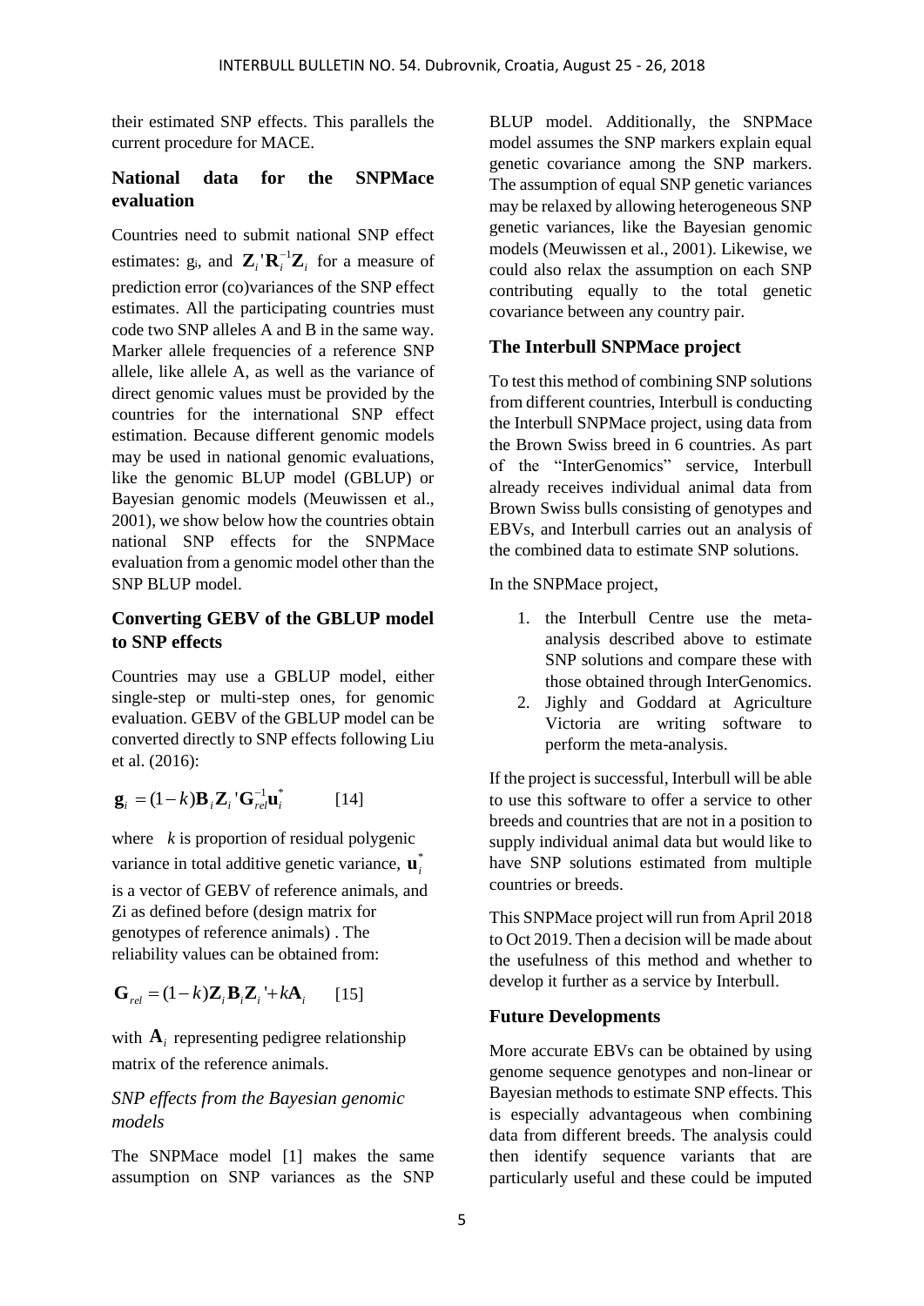their estimated SNP effects. This parallels the current procedure for MACE.

## National data for the SNPMace evaluation

Countries need to submit national SNP effect estimates: $g_i$, and $\mathbf{Z}_i'\mathbf{R}_i^{-1}\mathbf{Z}_i$ for a measure of prediction error (co)variances of the SNP effect estimates. All the participating countries must code two SNP alleles A and B in the same way. Marker allele frequencies of a reference SNP allele, like allele A, as well as the variance of direct genomic values must be provided by the countries for the international SNP effect estimation. Because different genomic models may be used in national genomic evaluations, like the genomic BLUP model (GBLUP) or Bayesian genomic models (Meuwissen et al., 2001), we show below how the countries obtain national SNP effects for the SNPMace evaluation from a genomic model other than the SNP BLUP model.

## Converting GEBV of the GBLUP model to SNP effects

Countries may use a GBLUP model, either single-step or multi-step ones, for genomic evaluation. GEBV of the GBLUP model can be converted directly to SNP effects following Liu et al. (2016):

$$\mathbf{g}_i = (1-k)\mathbf{B}_i\mathbf{Z}_i'\mathbf{G}_{rel}^{-1}\mathbf{u}_i^* \qquad [14]$$

where $k$ is proportion of residual polygenic variance in total additive genetic variance, $\mathbf{u}_i^*$ is a vector of GEBV of reference animals, and Zi as defined before (design matrix for genotypes of reference animals) . The reliability values can be obtained from:

$$\mathbf{G}_{rel} = (1-k)\mathbf{Z}_i\mathbf{B}_i\mathbf{Z}_i' + k\mathbf{A}_i \qquad [15]$$

with $\mathbf{A}_i$ representing pedigree relationship matrix of the reference animals.

### *SNP effects from the Bayesian genomic models*

The SNPMace model [1] makes the same assumption on SNP variances as the SNP BLUP model. Additionally, the SNPMace model assumes the SNP markers explain equal genetic covariance among the SNP markers. The assumption of equal SNP genetic variances may be relaxed by allowing heterogeneous SNP genetic variances, like the Bayesian genomic models (Meuwissen et al., 2001). Likewise, we could also relax the assumption on each SNP contributing equally to the total genetic covariance between any country pair.

## The Interbull SNPMace project

To test this method of combining SNP solutions from different countries, Interbull is conducting the Interbull SNPMace project, using data from the Brown Swiss breed in 6 countries. As part of the "InterGenomics" service, Interbull already receives individual animal data from Brown Swiss bulls consisting of genotypes and EBVs, and Interbull carries out an analysis of the combined data to estimate SNP solutions.

In the SNPMace project,

1. the Interbull Centre use the meta-analysis described above to estimate SNP solutions and compare these with those obtained through InterGenomics.
2. Jighly and Goddard at Agriculture Victoria are writing software to perform the meta-analysis.

If the project is successful, Interbull will be able to use this software to offer a service to other breeds and countries that are not in a position to supply individual animal data but would like to have SNP solutions estimated from multiple countries or breeds.

This SNPMace project will run from April 2018 to Oct 2019. Then a decision will be made about the usefulness of this method and whether to develop it further as a service by Interbull.

## Future Developments

More accurate EBVs can be obtained by using genome sequence genotypes and non-linear or Bayesian methods to estimate SNP effects. This is especially advantageous when combining data from different breeds. The analysis could then identify sequence variants that are particularly useful and these could be imputed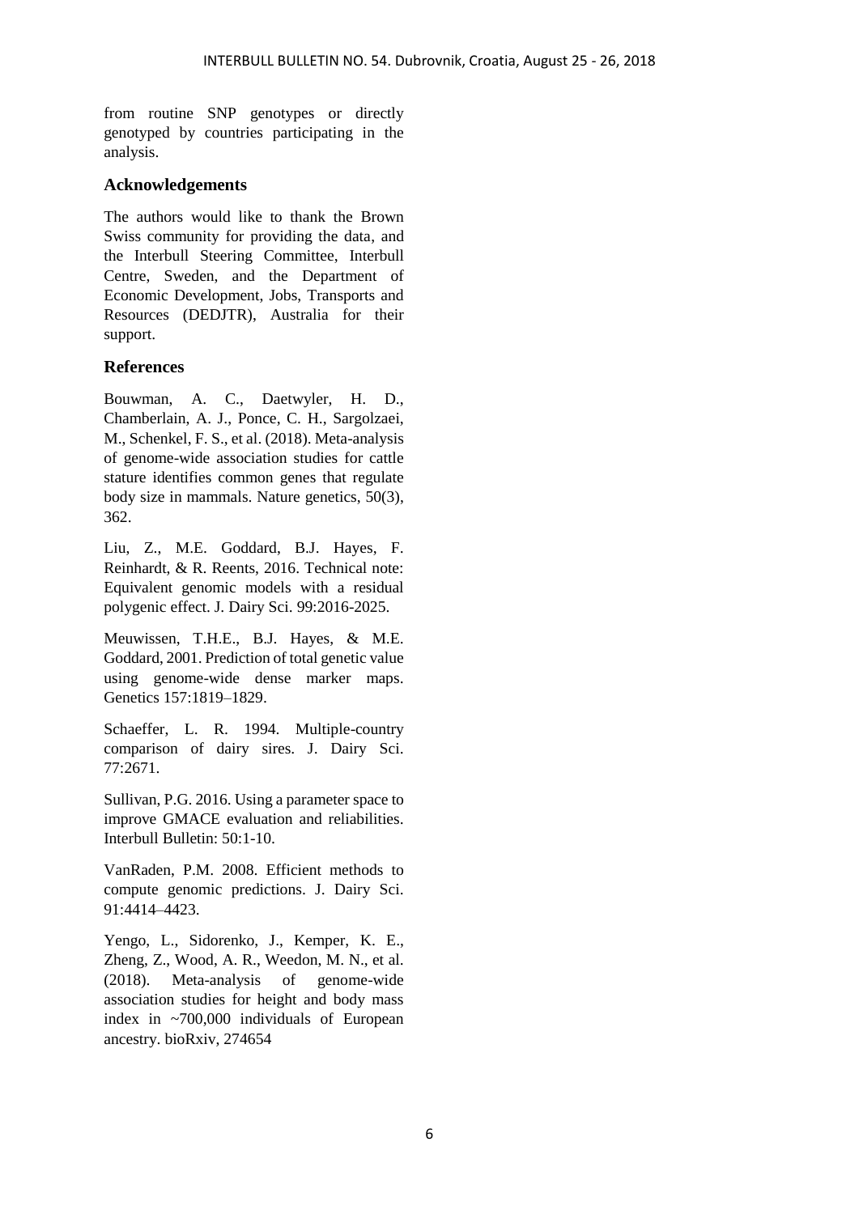from routine SNP genotypes or directly genotyped by countries participating in the analysis.

## Acknowledgements

The authors would like to thank the Brown Swiss community for providing the data, and the Interbull Steering Committee, Interbull Centre, Sweden, and the Department of Economic Development, Jobs, Transports and Resources (DEDJTR), Australia for their support.

## References

Bouwman, A. C., Daetwyler, H. D., Chamberlain, A. J., Ponce, C. H., Sargolzaei, M., Schenkel, F. S., et al. (2018). Meta-analysis of genome-wide association studies for cattle stature identifies common genes that regulate body size in mammals. Nature genetics, 50(3), 362.

Liu, Z., M.E. Goddard, B.J. Hayes, F. Reinhardt, & R. Reents, 2016. Technical note: Equivalent genomic models with a residual polygenic effect. J. Dairy Sci. 99:2016-2025.

Meuwissen, T.H.E., B.J. Hayes, & M.E. Goddard, 2001. Prediction of total genetic value using genome-wide dense marker maps. Genetics 157:1819–1829.

Schaeffer, L. R. 1994. Multiple-country comparison of dairy sires. J. Dairy Sci. 77:2671.

Sullivan, P.G. 2016. Using a parameter space to improve GMACE evaluation and reliabilities. Interbull Bulletin: 50:1-10.

VanRaden, P.M. 2008. Efficient methods to compute genomic predictions. J. Dairy Sci. 91:4414–4423.

Yengo, L., Sidorenko, J., Kemper, K. E., Zheng, Z., Wood, A. R., Weedon, M. N., et al. (2018). Meta-analysis of genome-wide association studies for height and body mass index in ~700,000 individuals of European ancestry. bioRxiv, 274654